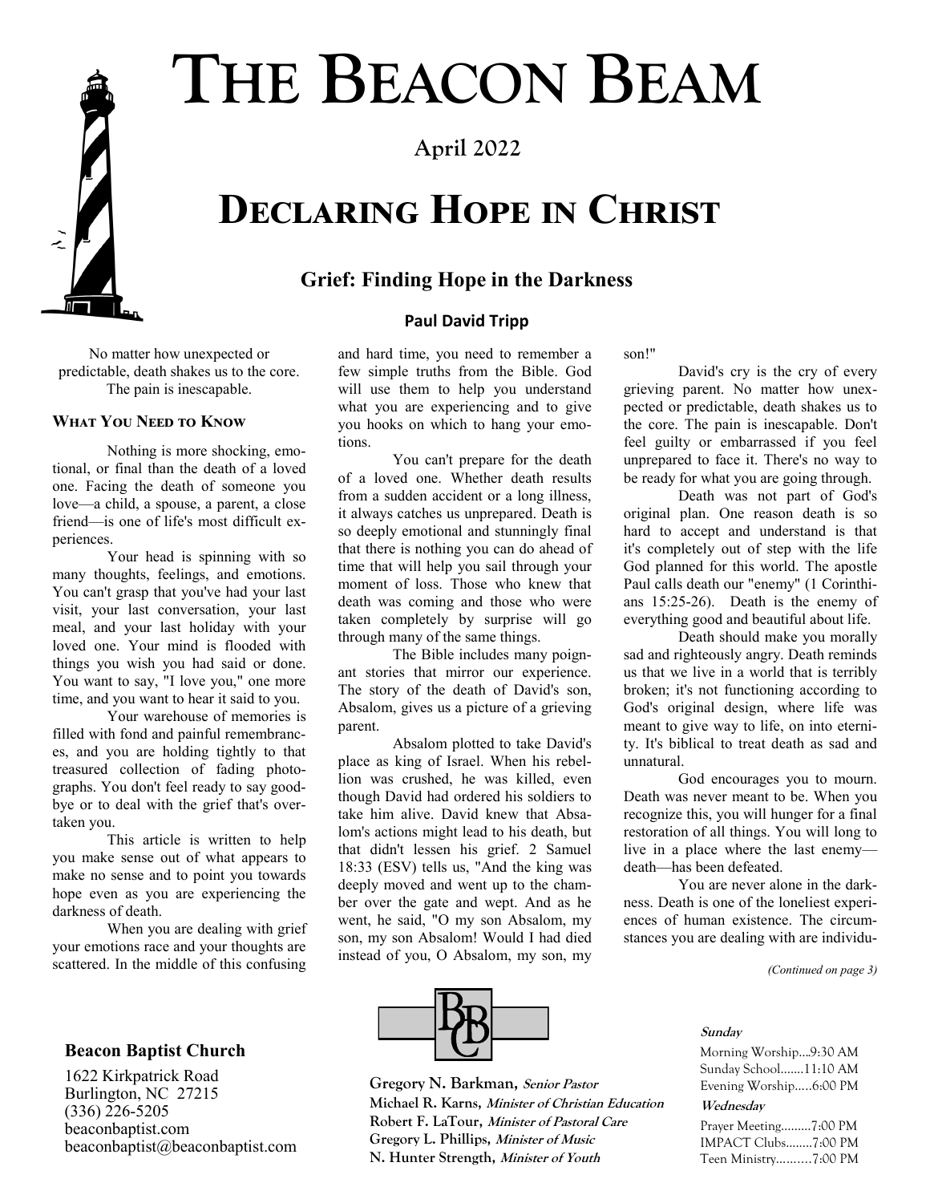# The Beacon Beam

**April 2022**

# Declaring Hope in Christ

## Grief: Finding Hope in the Darkness

**Paul David Tripp**

No matter how unexpected or predictable, death shakes us to the core. The pain is inescapable.

### What You Need to Know

Nothing is more shocking, emotional, or final than the death of a loved one. Facing the death of someone you love—a child, a spouse, a parent, a close friend—is one of life's most difficult experiences.

Your head is spinning with so many thoughts, feelings, and emotions. You can't grasp that you've had your last visit, your last conversation, your last meal, and your last holiday with your loved one. Your mind is flooded with things you wish you had said or done. You want to say, "I love you," one more time, and you want to hear it said to you.

Your warehouse of memories is filled with fond and painful remembrances, and you are holding tightly to that treasured collection of fading photographs. You don't feel ready to say goodbye or to deal with the grief that's overtaken you.

This article is written to help you make sense out of what appears to make no sense and to point you towards hope even as you are experiencing the darkness of death.

When you are dealing with grief your emotions race and your thoughts are scattered. In the middle of this confusing and hard time, you need to remember a few simple truths from the Bible. God will use them to help you understand what you are experiencing and to give you hooks on which to hang your emotions.

You can't prepare for the death of a loved one. Whether death results from a sudden accident or a long illness, it always catches us unprepared. Death is so deeply emotional and stunningly final that there is nothing you can do ahead of time that will help you sail through your moment of loss. Those who knew that death was coming and those who were taken completely by surprise will go through many of the same things.

The Bible includes many poignant stories that mirror our experience. The story of the death of David's son, Absalom, gives us a picture of a grieving parent.

Absalom plotted to take David's place as king of Israel. When his rebellion was crushed, he was killed, even though David had ordered his soldiers to take him alive. David knew that Absalom's actions might lead to his death, but that didn't lessen his grief. 2 Samuel 18:33 (ESV) tells us, "And the king was deeply moved and went up to the chamber over the gate and wept. And as he went, he said, "O my son Absalom, my son, my son Absalom! Would I had died instead of you, O Absalom, my son, my son!"

David's cry is the cry of every grieving parent. No matter how unexpected or predictable, death shakes us to the core. The pain is inescapable. Don't feel guilty or embarrassed if you feel unprepared to face it. There's no way to be ready for what you are going through.

Death was not part of God's original plan. One reason death is so hard to accept and understand is that it's completely out of step with the life God planned for this world. The apostle Paul calls death our "enemy" (1 Corinthians 15:25-26). Death is the enemy of everything good and beautiful about life.

Death should make you morally sad and righteously angry. Death reminds us that we live in a world that is terribly broken; it's not functioning according to God's original design, where life was meant to give way to life, on into eternity. It's biblical to treat death as sad and unnatural.

God encourages you to mourn. Death was never meant to be. When you recognize this, you will hunger for a final restoration of all things. You will long to live in a place where the last enemy—death—has been defeated.

You are never alone in the darkness. Death is one of the loneliest experiences of human existence. The circumstances you are dealing with are individu-

*(Continued on page 3)*

**Beacon Baptist Church**
1622 Kirkpatrick Road
Burlington, NC 27215
(336) 226-5205
beaconbaptist.com
beaconbaptist@beaconbaptist.com

**Gregory N. Barkman,** *Senior Pastor*
**Michael R. Karns,** *Minister of Christian Education*
**Robert F. LaTour,** *Minister of Pastoral Care*
**Gregory L. Phillips,** *Minister of Music*
**N. Hunter Strength,** *Minister of Youth*

**Sunday**
Morning Worship....9:30 AM
Sunday School.......11:10 AM
Evening Worship.....6:00 PM

**Wednesday**
Prayer Meeting.........7:00 PM
IMPACT Clubs........7:00 PM
Teen Ministry..........7:00 PM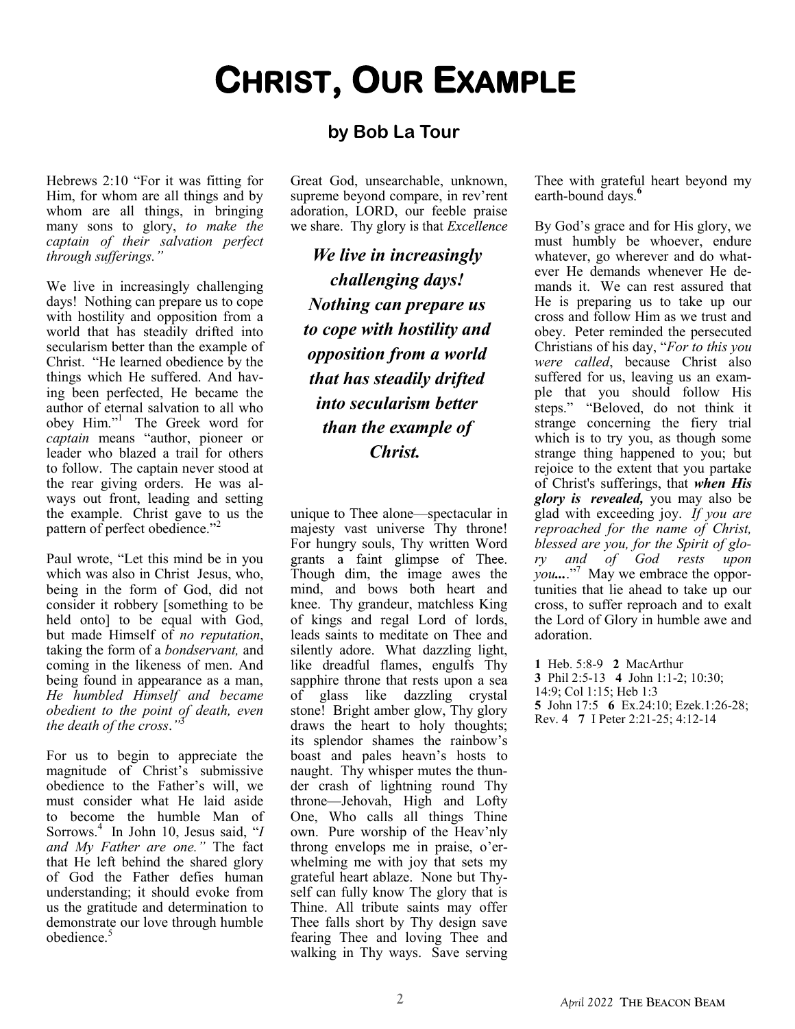# CHRIST, OUR EXAMPLE

## by Bob La Tour

Hebrews 2:10 "For it was fitting for Him, for whom are all things and by whom are all things, in bringing many sons to glory, *to make the captain of their salvation perfect through sufferings."*

We live in increasingly challenging days! Nothing can prepare us to cope with hostility and opposition from a world that has steadily drifted into secularism better than the example of Christ. "He learned obedience by the things which He suffered. And having been perfected, He became the author of eternal salvation to all who obey Him."[1] The Greek word for *captain* means "author, pioneer or leader who blazed a trail for others to follow. The captain never stood at the rear giving orders. He was always out front, leading and setting the example. Christ gave to us the pattern of perfect obedience."[2]

Paul wrote, "Let this mind be in you which was also in Christ Jesus, who, being in the form of God, did not consider it robbery [something to be held onto] to be equal with God, but made Himself of *no reputation*, taking the form of a *bondservant,* and coming in the likeness of men. And being found in appearance as a man, *He humbled Himself and became obedient to the point of death, even the death of the cross."*[3]

For us to begin to appreciate the magnitude of Christ's submissive obedience to the Father's will, we must consider what He laid aside to become the humble Man of Sorrows.[4] In John 10, Jesus said, "*I and My Father are one."* The fact that He left behind the shared glory of God the Father defies human understanding; it should evoke from us the gratitude and determination to demonstrate our love through humble obedience.[5]

Great God, unsearchable, unknown, supreme beyond compare, in rev'rent adoration, LORD, our feeble praise we share. Thy glory is that *Excellence* unique to Thee alone—spectacular in majesty vast universe Thy throne! For hungry souls, Thy written Word grants a faint glimpse of Thee. Though dim, the image awes the mind, and bows both heart and knee. Thy grandeur, matchless King of kings and regal Lord of lords, leads saints to meditate on Thee and silently adore. What dazzling light, like dreadful flames, engulfs Thy sapphire throne that rests upon a sea of glass like dazzling crystal stone! Bright amber glow, Thy glory draws the heart to holy thoughts; its splendor shames the rainbow's boast and pales heavn's hosts to naught. Thy whisper mutes the thunder crash of lightning round Thy throne—Jehovah, High and Lofty One, Who calls all things Thine own. Pure worship of the Heav'nly throng envelops me in praise, o'erwhelming me with joy that sets my grateful heart ablaze. None but Thyself can fully know The glory that is Thine. All tribute saints may offer Thee falls short by Thy design save fearing Thee and loving Thee and walking in Thy ways. Save serving Thee with grateful heart beyond my earth-bound days.[6]

***We live in increasingly challenging days! Nothing can prepare us to cope with hostility and opposition from a world that has steadily drifted into secularism better than the example of Christ.***

By God's grace and for His glory, we must humbly be whoever, endure whatever, go wherever and do whatever He demands whenever He demands it. We can rest assured that He is preparing us to take up our cross and follow Him as we trust and obey. Peter reminded the persecuted Christians of his day, "*For to this you were called*, because Christ also suffered for us, leaving us an example that you should follow His steps." "Beloved, do not think it strange concerning the fiery trial which is to try you, as though some strange thing happened to you; but rejoice to the extent that you partake of Christ's sufferings, that ***when His glory is revealed,*** you may also be glad with exceeding joy. *If you are reproached for the name of Christ, blessed are you, for the Spirit of glory and of God rests upon you...*"[7] May we embrace the opportunities that lie ahead to take up our cross, to suffer reproach and to exalt the Lord of Glory in humble awe and adoration.

**1** Heb. 5:8-9 **2** MacArthur
**3** Phil 2:5-13 **4** John 1:1-2; 10:30; 14:9; Col 1:15; Heb 1:3
**5** John 17:5 **6** Ex.24:10; Ezek.1:26-28; Rev. 4 **7** I Peter 2:21-25; 4:12-14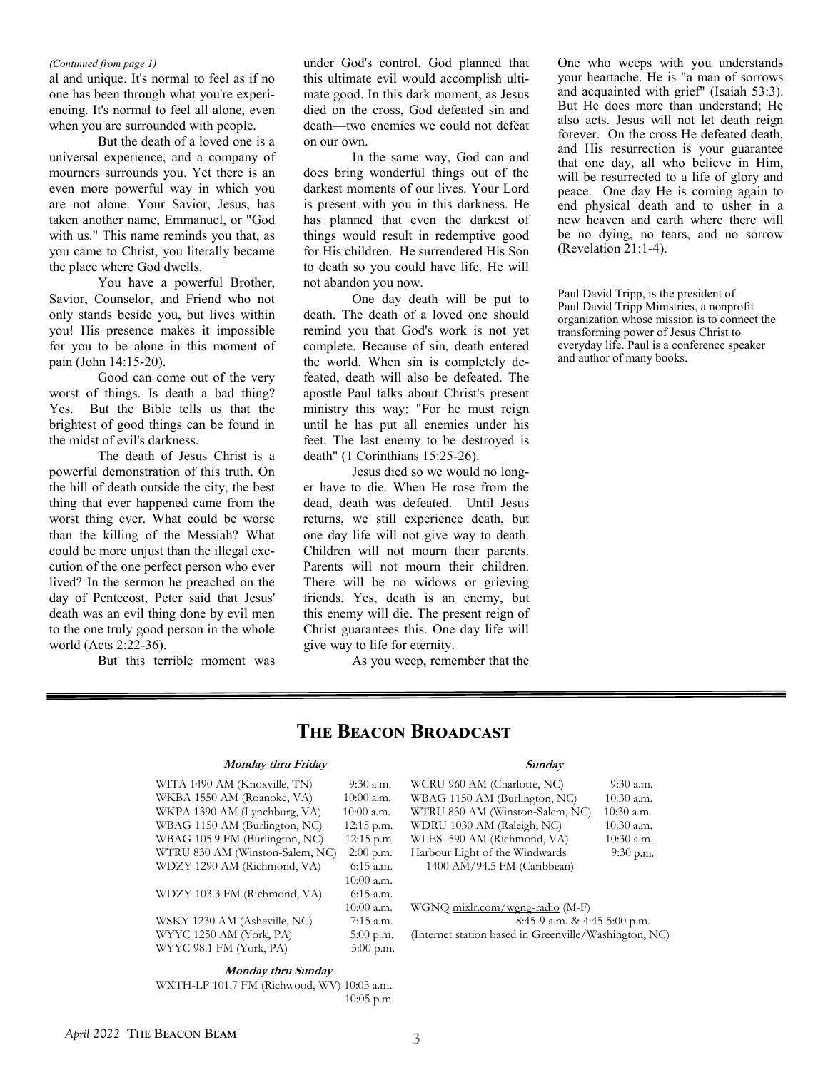*(Continued from page 1)*

al and unique. It's normal to feel as if no one has been through what you're experiencing. It's normal to feel all alone, even when you are surrounded with people.

But the death of a loved one is a universal experience, and a company of mourners surrounds you. Yet there is an even more powerful way in which you are not alone. Your Savior, Jesus, has taken another name, Emmanuel, or "God with us." This name reminds you that, as you came to Christ, you literally became the place where God dwells.

You have a powerful Brother, Savior, Counselor, and Friend who not only stands beside you, but lives within you! His presence makes it impossible for you to be alone in this moment of pain (John 14:15-20).

Good can come out of the very worst of things. Is death a bad thing? Yes. But the Bible tells us that the brightest of good things can be found in the midst of evil's darkness.

The death of Jesus Christ is a powerful demonstration of this truth. On the hill of death outside the city, the best thing that ever happened came from the worst thing ever. What could be worse than the killing of the Messiah? What could be more unjust than the illegal execution of the one perfect person who ever lived? In the sermon he preached on the day of Pentecost, Peter said that Jesus' death was an evil thing done by evil men to the one truly good person in the whole world (Acts 2:22-36).

But this terrible moment was under God's control. God planned that this ultimate evil would accomplish ultimate good. In this dark moment, as Jesus died on the cross, God defeated sin and death—two enemies we could not defeat on our own.

In the same way, God can and does bring wonderful things out of the darkest moments of our lives. Your Lord is present with you in this darkness. He has planned that even the darkest of things would result in redemptive good for His children. He surrendered His Son to death so you could have life. He will not abandon you now.

One day death will be put to death. The death of a loved one should remind you that God's work is not yet complete. Because of sin, death entered the world. When sin is completely defeated, death will also be defeated. The apostle Paul talks about Christ's present ministry this way: "For he must reign until he has put all enemies under his feet. The last enemy to be destroyed is death" (1 Corinthians 15:25-26).

Jesus died so we would no longer have to die. When He rose from the dead, death was defeated. Until Jesus returns, we still experience death, but one day life will not give way to death. Children will not mourn their parents. Parents will not mourn their children. There will be no widows or grieving friends. Yes, death is an enemy, but this enemy will die. The present reign of Christ guarantees this. One day life will give way to life for eternity.

As you weep, remember that the One who weeps with you understands your heartache. He is "a man of sorrows and acquainted with grief" (Isaiah 53:3). But He does more than understand; He also acts. Jesus will not let death reign forever. On the cross He defeated death, and His resurrection is your guarantee that one day, all who believe in Him, will be resurrected to a life of glory and peace. One day He is coming again to end physical death and to usher in a new heaven and earth where there will be no dying, no tears, and no sorrow (Revelation 21:1-4).

Paul David Tripp, is the president of Paul David Tripp Ministries, a nonprofit organization whose mission is to connect the transforming power of Jesus Christ to everyday life. Paul is a conference speaker and author of many books.

---

## The Beacon Broadcast

***Monday thru Friday***

| Station | Time |
|---|---|
| WITA 1490 AM (Knoxville, TN) | 9:30 a.m. |
| WKBA 1550 AM (Roanoke, VA) | 10:00 a.m. |
| WKPA 1390 AM (Lynchburg, VA) | 10:00 a.m. |
| WBAG 1150 AM (Burlington, NC) | 12:15 p.m. |
| WBAG 105.9 FM (Burlington, NC) | 12:15 p.m. |
| WTRU 830 AM (Winston-Salem, NC) | 2:00 p.m. |
| WDZY 1290 AM (Richmond, VA) | 6:15 a.m.<br>10:00 a.m. |
| WDZY 103.3 FM (Richmond, VA) | 6:15 a.m.<br>10:00 a.m. |
| WSKY 1230 AM (Asheville, NC) | 7:15 a.m. |
| WYYC 1250 AM (York, PA) | 5:00 p.m. |
| WYYC 98.1 FM (York, PA) | 5:00 p.m. |

***Monday thru Sunday***

| Station | Time |
|---|---|
| WXTH-LP 101.7 FM (Richwood, WV) | 10:05 a.m.<br>10:05 p.m. |

***Sunday***

| Station | Time |
|---|---|
| WCRU 960 AM (Charlotte, NC) | 9:30 a.m. |
| WBAG 1150 AM (Burlington, NC) | 10:30 a.m. |
| WTRU 830 AM (Winston-Salem, NC) | 10:30 a.m. |
| WDRU 1030 AM (Raleigh, NC) | 10:30 a.m. |
| WLES 590 AM (Richmond, VA) | 10:30 a.m. |
| Harbour Light of the Windwards 1400 AM/94.5 FM (Caribbean) | 9:30 p.m. |

WGNQ mixlr.com/wgnq-radio (M-F)
8:45-9 a.m. & 4:45-5:00 p.m.
(Internet station based in Greenville/Washington, NC)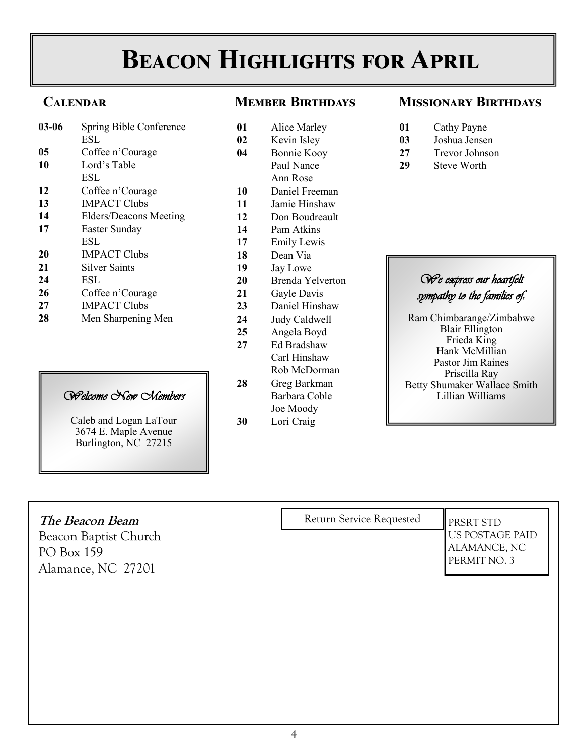# Beacon Highlights for April

## Calendar

| | |
|---|---|
| **03-06** | Spring Bible Conference |
| | ESL |
| **05** | Coffee n'Courage |
| **10** | Lord's Table |
| | ESL |
| **12** | Coffee n'Courage |
| **13** | IMPACT Clubs |
| **14** | Elders/Deacons Meeting |
| **17** | Easter Sunday |
| | ESL |
| **20** | IMPACT Clubs |
| **21** | Silver Saints |
| **24** | ESL |
| **26** | Coffee n'Courage |
| **27** | IMPACT Clubs |
| **28** | Men Sharpening Men |

*Welcome New Members*

Caleb and Logan LaTour
3674 E. Maple Avenue
Burlington, NC 27215

## Member Birthdays

| | |
|---|---|
| **01** | Alice Marley |
| **02** | Kevin Isley |
| **04** | Bonnie Kooy |
| | Paul Nance |
| | Ann Rose |
| **10** | Daniel Freeman |
| **11** | Jamie Hinshaw |
| **12** | Don Boudreault |
| **14** | Pam Atkins |
| **17** | Emily Lewis |
| **18** | Dean Via |
| **19** | Jay Lowe |
| **20** | Brenda Yelverton |
| **21** | Gayle Davis |
| **23** | Daniel Hinshaw |
| **24** | Judy Caldwell |
| **25** | Angela Boyd |
| **27** | Ed Bradshaw |
| | Carl Hinshaw |
| | Rob McDorman |
| **28** | Greg Barkman |
| | Barbara Coble |
| | Joe Moody |
| **30** | Lori Craig |

## Missionary Birthdays

| | |
|---|---|
| **01** | Cathy Payne |
| **03** | Joshua Jensen |
| **27** | Trevor Johnson |
| **29** | Steve Worth |

*We express our heartfelt sympathy to the families of:*

Ram Chimbarange/Zimbabwe
Blair Ellington
Frieda King
Hank McMillian
Pastor Jim Raines
Priscilla Ray
Betty Shumaker Wallace Smith
Lillian Williams

***The Beacon Beam***
Beacon Baptist Church
PO Box 159
Alamance, NC 27201

Return Service Requested

PRSRT STD
US POSTAGE PAID
ALAMANCE, NC
PERMIT NO. 3